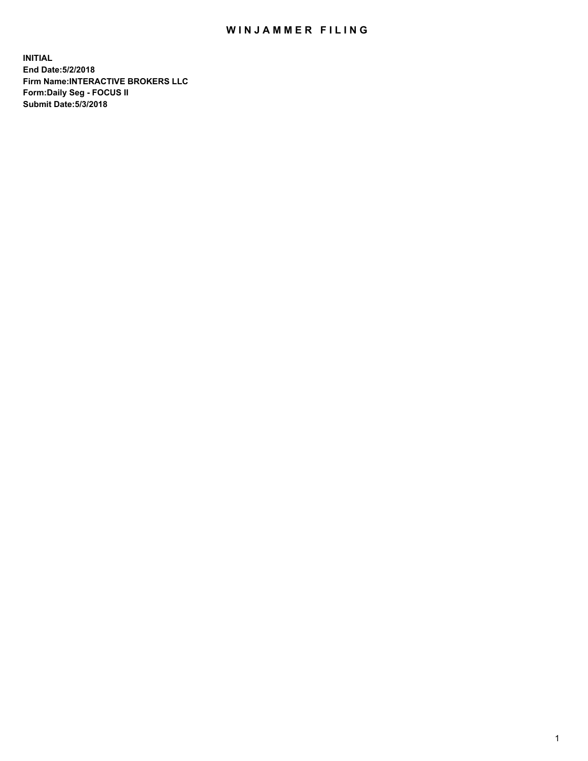# WINJAMMER FILING

**INITIAL**
**End Date:5/2/2018**
**Firm Name:INTERACTIVE BROKERS LLC**
**Form:Daily Seg - FOCUS II**
**Submit Date:5/3/2018**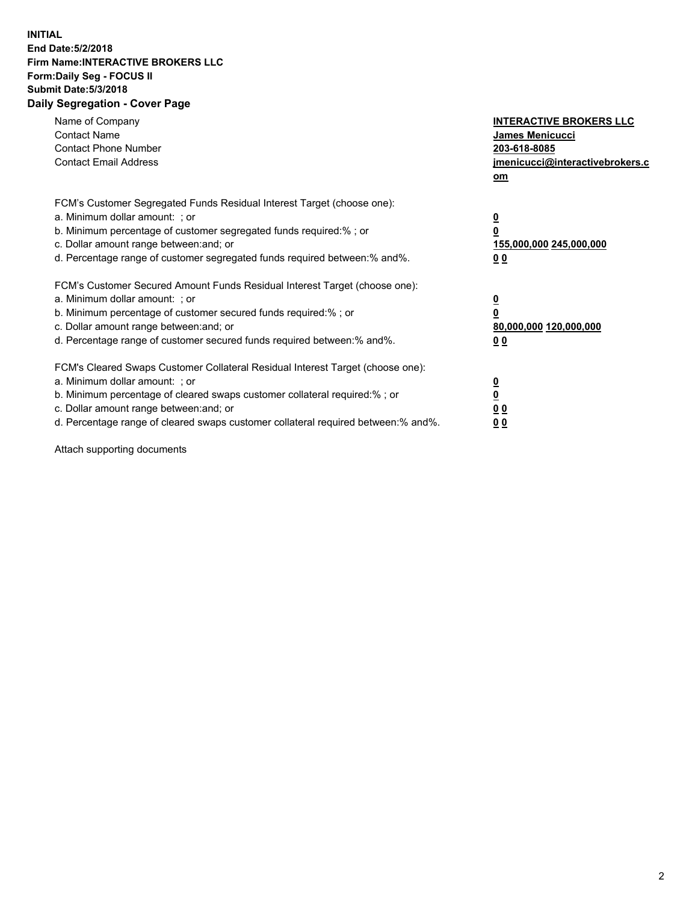**INITIAL**
**End Date:5/2/2018**
**Firm Name:INTERACTIVE BROKERS LLC**
**Form:Daily Seg - FOCUS II**
**Submit Date:5/3/2018**

## Daily Segregation - Cover Page

| | |
|---|---|
| Name of Company | **INTERACTIVE BROKERS LLC** |
| Contact Name | **James Menicucci** |
| Contact Phone Number | **203-618-8085** |
| Contact Email Address | **jmenicucci@interactivebrokers.com** |

FCM's Customer Segregated Funds Residual Interest Target (choose one):

| | |
|---|---|
| a. Minimum dollar amount: ; or | **0** |
| b. Minimum percentage of customer segregated funds required:% ; or | **0** |
| c. Dollar amount range between:and; or | **155,000,000 245,000,000** |
| d. Percentage range of customer segregated funds required between:% and%. | **0 0** |

FCM's Customer Secured Amount Funds Residual Interest Target (choose one):

| | |
|---|---|
| a. Minimum dollar amount: ; or | **0** |
| b. Minimum percentage of customer secured funds required:% ; or | **0** |
| c. Dollar amount range between:and; or | **80,000,000 120,000,000** |
| d. Percentage range of customer secured funds required between:% and%. | **0 0** |

FCM's Cleared Swaps Customer Collateral Residual Interest Target (choose one):

| | |
|---|---|
| a. Minimum dollar amount: ; or | **0** |
| b. Minimum percentage of cleared swaps customer collateral required:% ; or | **0** |
| c. Dollar amount range between:and; or | **0 0** |
| d. Percentage range of cleared swaps customer collateral required between:% and%. | **0 0** |

Attach supporting documents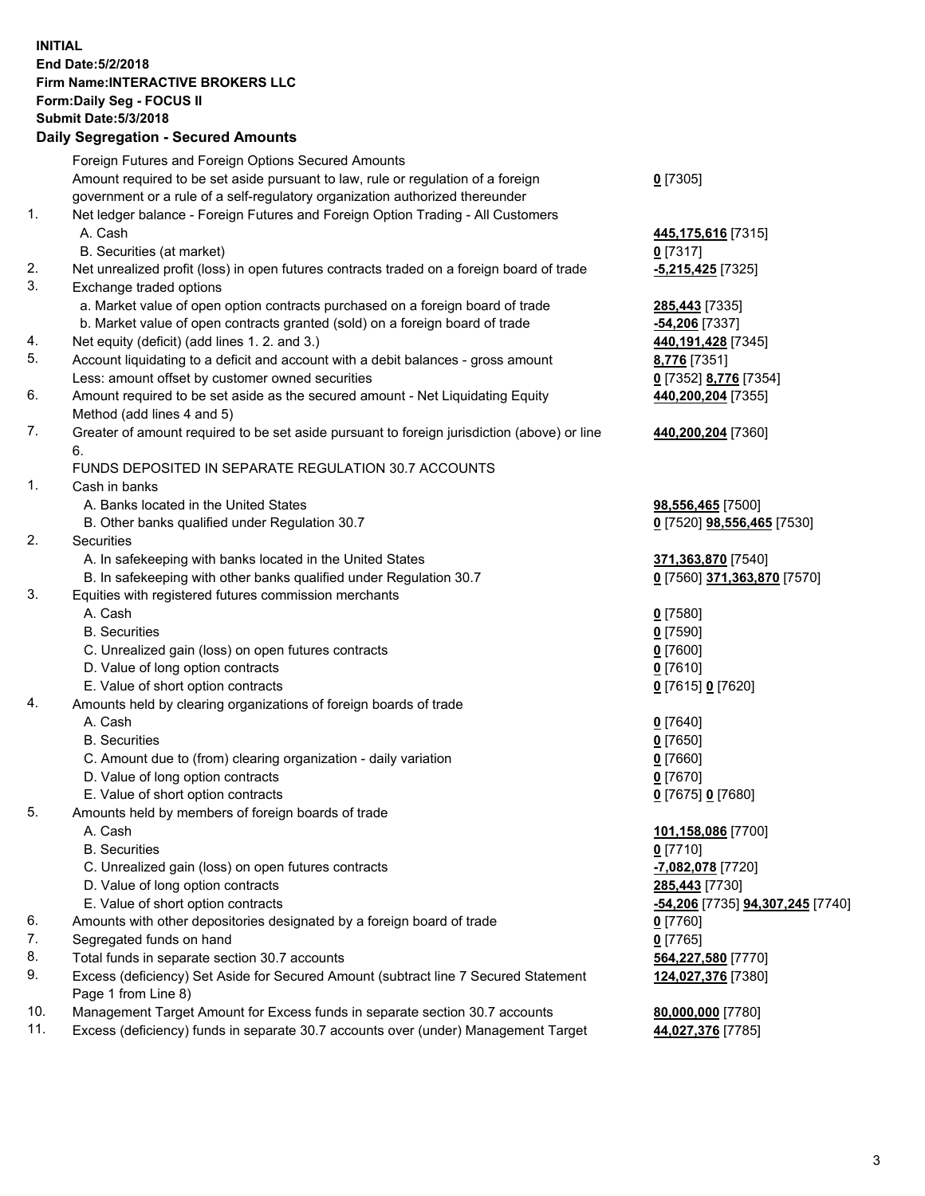**INITIAL**
**End Date:5/2/2018**
**Firm Name:INTERACTIVE BROKERS LLC**
**Form:Daily Seg - FOCUS II**
**Submit Date:5/3/2018**
**Daily Segregation - Secured Amounts**

| | | |
|---|---|---|
| | Foreign Futures and Foreign Options Secured Amounts | |
| | Amount required to be set aside pursuant to law, rule or regulation of a foreign government or a rule of a self-regulatory organization authorized thereunder | **0** [7305] |
| 1. | Net ledger balance - Foreign Futures and Foreign Option Trading - All Customers | |
| | A. Cash | **445,175,616** [7315] |
| | B. Securities (at market) | **0** [7317] |
| 2. | Net unrealized profit (loss) in open futures contracts traded on a foreign board of trade | **-5,215,425** [7325] |
| 3. | Exchange traded options | |
| | a. Market value of open option contracts purchased on a foreign board of trade | **285,443** [7335] |
| | b. Market value of open contracts granted (sold) on a foreign board of trade | **-54,206** [7337] |
| 4. | Net equity (deficit) (add lines 1. 2. and 3.) | **440,191,428** [7345] |
| 5. | Account liquidating to a deficit and account with a debit balances - gross amount | **8,776** [7351] |
| | Less: amount offset by customer owned securities | **0** [7352] **8,776** [7354] |
| 6. | Amount required to be set aside as the secured amount - Net Liquidating Equity Method (add lines 4 and 5) | **440,200,204** [7355] |
| 7. | Greater of amount required to be set aside pursuant to foreign jurisdiction (above) or line 6. | **440,200,204** [7360] |
| | FUNDS DEPOSITED IN SEPARATE REGULATION 30.7 ACCOUNTS | |
| 1. | Cash in banks | |
| | A. Banks located in the United States | **98,556,465** [7500] |
| | B. Other banks qualified under Regulation 30.7 | **0** [7520] **98,556,465** [7530] |
| 2. | Securities | |
| | A. In safekeeping with banks located in the United States | **371,363,870** [7540] |
| | B. In safekeeping with other banks qualified under Regulation 30.7 | **0** [7560] **371,363,870** [7570] |
| 3. | Equities with registered futures commission merchants | |
| | A. Cash | **0** [7580] |
| | B. Securities | **0** [7590] |
| | C. Unrealized gain (loss) on open futures contracts | **0** [7600] |
| | D. Value of long option contracts | **0** [7610] |
| | E. Value of short option contracts | **0** [7615] **0** [7620] |
| 4. | Amounts held by clearing organizations of foreign boards of trade | |
| | A. Cash | **0** [7640] |
| | B. Securities | **0** [7650] |
| | C. Amount due to (from) clearing organization - daily variation | **0** [7660] |
| | D. Value of long option contracts | **0** [7670] |
| | E. Value of short option contracts | **0** [7675] **0** [7680] |
| 5. | Amounts held by members of foreign boards of trade | |
| | A. Cash | **101,158,086** [7700] |
| | B. Securities | **0** [7710] |
| | C. Unrealized gain (loss) on open futures contracts | **-7,082,078** [7720] |
| | D. Value of long option contracts | **285,443** [7730] |
| | E. Value of short option contracts | **-54,206** [7735] **94,307,245** [7740] |
| 6. | Amounts with other depositories designated by a foreign board of trade | **0** [7760] |
| 7. | Segregated funds on hand | **0** [7765] |
| 8. | Total funds in separate section 30.7 accounts | **564,227,580** [7770] |
| 9. | Excess (deficiency) Set Aside for Secured Amount (subtract line 7 Secured Statement Page 1 from Line 8) | **124,027,376** [7380] |
| 10. | Management Target Amount for Excess funds in separate section 30.7 accounts | **80,000,000** [7780] |
| 11. | Excess (deficiency) funds in separate 30.7 accounts over (under) Management Target | **44,027,376** [7785] |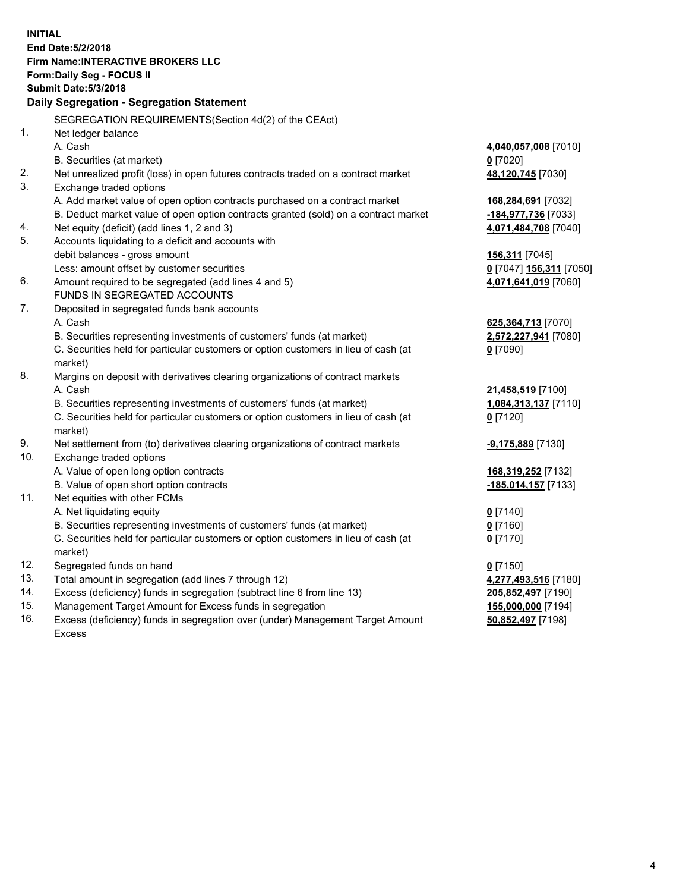**INITIAL**
**End Date:5/2/2018**
**Firm Name:INTERACTIVE BROKERS LLC**
**Form:Daily Seg - FOCUS II**
**Submit Date:5/3/2018**

**Daily Segregation - Segregation Statement**

SEGREGATION REQUIREMENTS(Section 4d(2) of the CEAct)

| | | |
|---|---|---|
| 1. | Net ledger balance | |
| | A. Cash | **4,040,057,008** [7010] |
| | B. Securities (at market) | **0** [7020] |
| 2. | Net unrealized profit (loss) in open futures contracts traded on a contract market | **48,120,745** [7030] |
| 3. | Exchange traded options | |
| | A. Add market value of open option contracts purchased on a contract market | **168,284,691** [7032] |
| | B. Deduct market value of open option contracts granted (sold) on a contract market | **-184,977,736** [7033] |
| 4. | Net equity (deficit) (add lines 1, 2 and 3) | **4,071,484,708** [7040] |
| 5. | Accounts liquidating to a deficit and accounts with debit balances - gross amount | **156,311** [7045] |
| | Less: amount offset by customer securities | **0** [7047] **156,311** [7050] |
| 6. | Amount required to be segregated (add lines 4 and 5) | **4,071,641,019** [7060] |
| | FUNDS IN SEGREGATED ACCOUNTS | |
| 7. | Deposited in segregated funds bank accounts | |
| | A. Cash | **625,364,713** [7070] |
| | B. Securities representing investments of customers' funds (at market) | **2,572,227,941** [7080] |
| | C. Securities held for particular customers or option customers in lieu of cash (at market) | **0** [7090] |
| 8. | Margins on deposit with derivatives clearing organizations of contract markets | |
| | A. Cash | **21,458,519** [7100] |
| | B. Securities representing investments of customers' funds (at market) | **1,084,313,137** [7110] |
| | C. Securities held for particular customers or option customers in lieu of cash (at market) | **0** [7120] |
| 9. | Net settlement from (to) derivatives clearing organizations of contract markets | **-9,175,889** [7130] |
| 10. | Exchange traded options | |
| | A. Value of open long option contracts | **168,319,252** [7132] |
| | B. Value of open short option contracts | **-185,014,157** [7133] |
| 11. | Net equities with other FCMs | |
| | A. Net liquidating equity | **0** [7140] |
| | B. Securities representing investments of customers' funds (at market) | **0** [7160] |
| | C. Securities held for particular customers or option customers in lieu of cash (at market) | **0** [7170] |
| 12. | Segregated funds on hand | **0** [7150] |
| 13. | Total amount in segregation (add lines 7 through 12) | **4,277,493,516** [7180] |
| 14. | Excess (deficiency) funds in segregation (subtract line 6 from line 13) | **205,852,497** [7190] |
| 15. | Management Target Amount for Excess funds in segregation | **155,000,000** [7194] |
| 16. | Excess (deficiency) funds in segregation over (under) Management Target Amount Excess | **50,852,497** [7198] |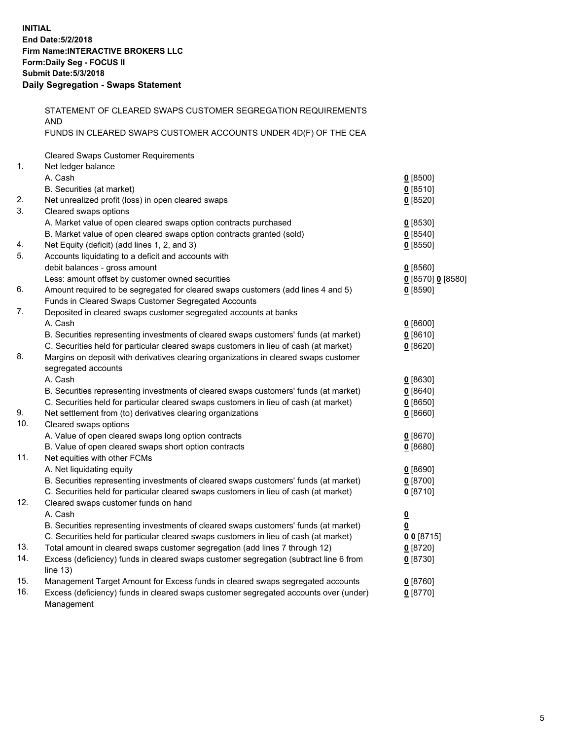**INITIAL**
**End Date:5/2/2018**
**Firm Name:INTERACTIVE BROKERS LLC**
**Form:Daily Seg - FOCUS II**
**Submit Date:5/3/2018**
**Daily Segregation - Swaps Statement**

STATEMENT OF CLEARED SWAPS CUSTOMER SEGREGATION REQUIREMENTS AND FUNDS IN CLEARED SWAPS CUSTOMER ACCOUNTS UNDER 4D(F) OF THE CEA

| | | |
|---|---|---|
| | Cleared Swaps Customer Requirements | |
| 1. | Net ledger balance | |
| | A. Cash | 0 [8500] |
| | B. Securities (at market) | 0 [8510] |
| 2. | Net unrealized profit (loss) in open cleared swaps | 0 [8520] |
| 3. | Cleared swaps options | |
| | A. Market value of open cleared swaps option contracts purchased | 0 [8530] |
| | B. Market value of open cleared swaps option contracts granted (sold) | 0 [8540] |
| 4. | Net Equity (deficit) (add lines 1, 2, and 3) | 0 [8550] |
| 5. | Accounts liquidating to a deficit and accounts with | |
| | debit balances - gross amount | 0 [8560] |
| | Less: amount offset by customer owned securities | 0 [8570] 0 [8580] |
| 6. | Amount required to be segregated for cleared swaps customers (add lines 4 and 5) | 0 [8590] |
| | Funds in Cleared Swaps Customer Segregated Accounts | |
| 7. | Deposited in cleared swaps customer segregated accounts at banks | |
| | A. Cash | 0 [8600] |
| | B. Securities representing investments of cleared swaps customers' funds (at market) | 0 [8610] |
| | C. Securities held for particular cleared swaps customers in lieu of cash (at market) | 0 [8620] |
| 8. | Margins on deposit with derivatives clearing organizations in cleared swaps customer segregated accounts | |
| | A. Cash | 0 [8630] |
| | B. Securities representing investments of cleared swaps customers' funds (at market) | 0 [8640] |
| | C. Securities held for particular cleared swaps customers in lieu of cash (at market) | 0 [8650] |
| 9. | Net settlement from (to) derivatives clearing organizations | 0 [8660] |
| 10. | Cleared swaps options | |
| | A. Value of open cleared swaps long option contracts | 0 [8670] |
| | B. Value of open cleared swaps short option contracts | 0 [8680] |
| 11. | Net equities with other FCMs | |
| | A. Net liquidating equity | 0 [8690] |
| | B. Securities representing investments of cleared swaps customers' funds (at market) | 0 [8700] |
| | C. Securities held for particular cleared swaps customers in lieu of cash (at market) | 0 [8710] |
| 12. | Cleared swaps customer funds on hand | |
| | A. Cash | 0 |
| | B. Securities representing investments of cleared swaps customers' funds (at market) | 0 |
| | C. Securities held for particular cleared swaps customers in lieu of cash (at market) | 0 0 [8715] |
| 13. | Total amount in cleared swaps customer segregation (add lines 7 through 12) | 0 [8720] |
| 14. | Excess (deficiency) funds in cleared swaps customer segregation (subtract line 6 from line 13) | 0 [8730] |
| 15. | Management Target Amount for Excess funds in cleared swaps segregated accounts | 0 [8760] |
| 16. | Excess (deficiency) funds in cleared swaps customer segregated accounts over (under) Management | 0 [8770] |